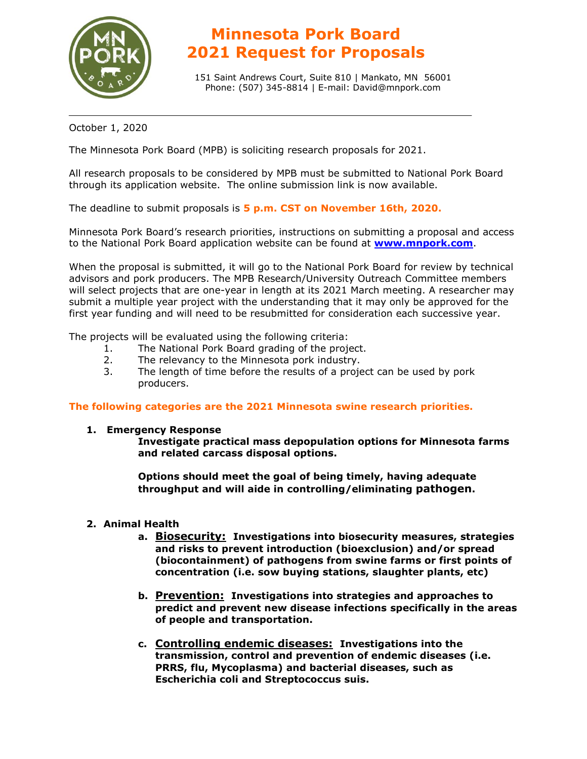# Minnesota Pork Board
# 2021 Request for Proposals

151 Saint Andrews Court, Suite 810 | Mankato, MN 56001
Phone: (507) 345-8814 | E-mail: David@mnpork.com

---

October 1, 2020

The Minnesota Pork Board (MPB) is soliciting research proposals for 2021.

All research proposals to be considered by MPB must be submitted to National Pork Board through its application website. The online submission link is now available.

The deadline to submit proposals is **5 p.m. CST on November 16th, 2020.**

Minnesota Pork Board's research priorities, instructions on submitting a proposal and access to the National Pork Board application website can be found at **www.mnpork.com**.

When the proposal is submitted, it will go to the National Pork Board for review by technical advisors and pork producers. The MPB Research/University Outreach Committee members will select projects that are one-year in length at its 2021 March meeting. A researcher may submit a multiple year project with the understanding that it may only be approved for the first year funding and will need to be resubmitted for consideration each successive year.

The projects will be evaluated using the following criteria:

1. The National Pork Board grading of the project.
2. The relevancy to the Minnesota pork industry.
3. The length of time before the results of a project can be used by pork producers.

**The following categories are the 2021 Minnesota swine research priorities.**

1. **Emergency Response**

   **Investigate practical mass depopulation options for Minnesota farms and related carcass disposal options.**

   **Options should meet the goal of being timely, having adequate throughput and will aide in controlling/eliminating pathogen.**

2. **Animal Health**

   a. **Biosecurity: Investigations into biosecurity measures, strategies and risks to prevent introduction (bioexclusion) and/or spread (biocontainment) of pathogens from swine farms or first points of concentration (i.e. sow buying stations, slaughter plants, etc)**

   b. **Prevention: Investigations into strategies and approaches to predict and prevent new disease infections specifically in the areas of people and transportation.**

   c. **Controlling endemic diseases: Investigations into the transmission, control and prevention of endemic diseases (i.e. PRRS, flu, Mycoplasma) and bacterial diseases, such as Escherichia coli and Streptococcus suis.**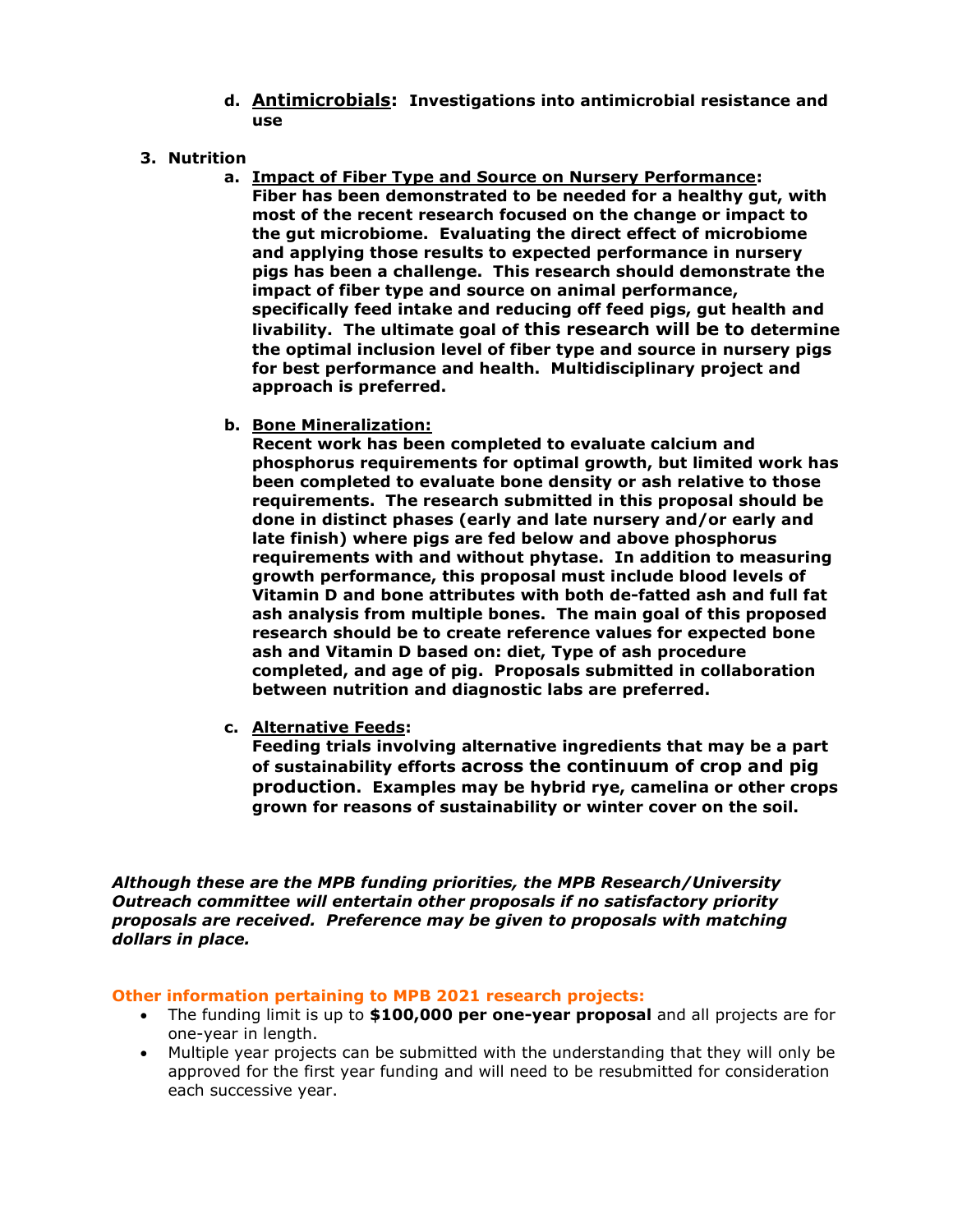d. **Antimicrobials: Investigations into antimicrobial resistance and use**

3. **Nutrition**

   a. **Impact of Fiber Type and Source on Nursery Performance: Fiber has been demonstrated to be needed for a healthy gut, with most of the recent research focused on the change or impact to the gut microbiome. Evaluating the direct effect of microbiome and applying those results to expected performance in nursery pigs has been a challenge. This research should demonstrate the impact of fiber type and source on animal performance, specifically feed intake and reducing off feed pigs, gut health and livability. The ultimate goal of this research will be to determine the optimal inclusion level of fiber type and source in nursery pigs for best performance and health. Multidisciplinary project and approach is preferred.**

   b. **Bone Mineralization: Recent work has been completed to evaluate calcium and phosphorus requirements for optimal growth, but limited work has been completed to evaluate bone density or ash relative to those requirements. The research submitted in this proposal should be done in distinct phases (early and late nursery and/or early and late finish) where pigs are fed below and above phosphorus requirements with and without phytase. In addition to measuring growth performance, this proposal must include blood levels of Vitamin D and bone attributes with both de-fatted ash and full fat ash analysis from multiple bones. The main goal of this proposed research should be to create reference values for expected bone ash and Vitamin D based on: diet, Type of ash procedure completed, and age of pig. Proposals submitted in collaboration between nutrition and diagnostic labs are preferred.**

   c. **Alternative Feeds: Feeding trials involving alternative ingredients that may be a part of sustainability efforts across the continuum of crop and pig production. Examples may be hybrid rye, camelina or other crops grown for reasons of sustainability or winter cover on the soil.**

***Although these are the MPB funding priorities, the MPB Research/University Outreach committee will entertain other proposals if no satisfactory priority proposals are received. Preference may be given to proposals with matching dollars in place.***

**Other information pertaining to MPB 2021 research projects:**

- The funding limit is up to **$100,000 per one-year proposal** and all projects are for one-year in length.
- Multiple year projects can be submitted with the understanding that they will only be approved for the first year funding and will need to be resubmitted for consideration each successive year.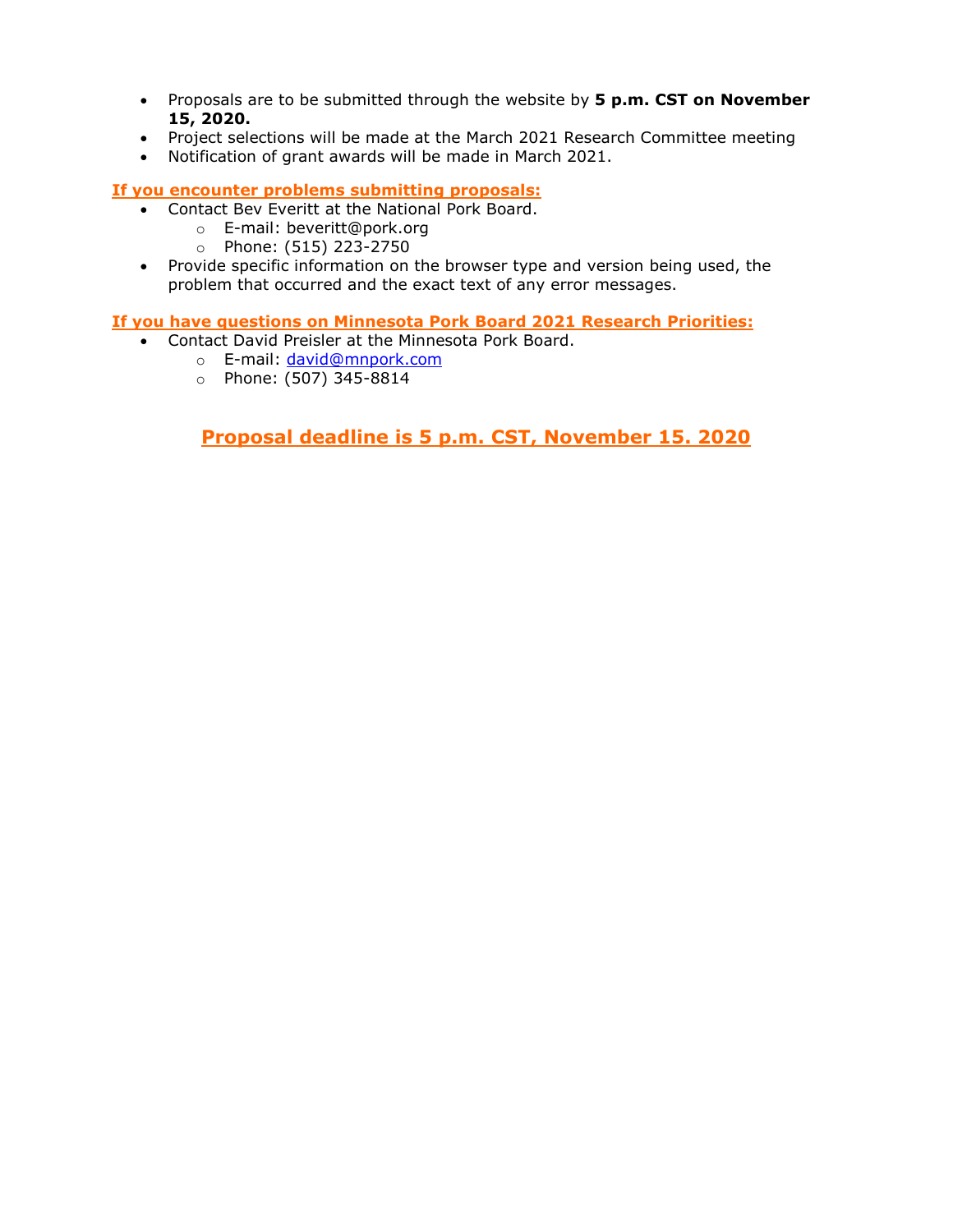- Proposals are to be submitted through the website by **5 p.m. CST on November 15, 2020.**
- Project selections will be made at the March 2021 Research Committee meeting
- Notification of grant awards will be made in March 2021.

**If you encounter problems submitting proposals:**

- Contact Bev Everitt at the National Pork Board.
  - E-mail: beveritt@pork.org
  - Phone: (515) 223-2750
- Provide specific information on the browser type and version being used, the problem that occurred and the exact text of any error messages.

**If you have questions on Minnesota Pork Board 2021 Research Priorities:**

- Contact David Preisler at the Minnesota Pork Board.
  - E-mail: david@mnpork.com
  - Phone: (507) 345-8814

## Proposal deadline is 5 p.m. CST, November 15. 2020